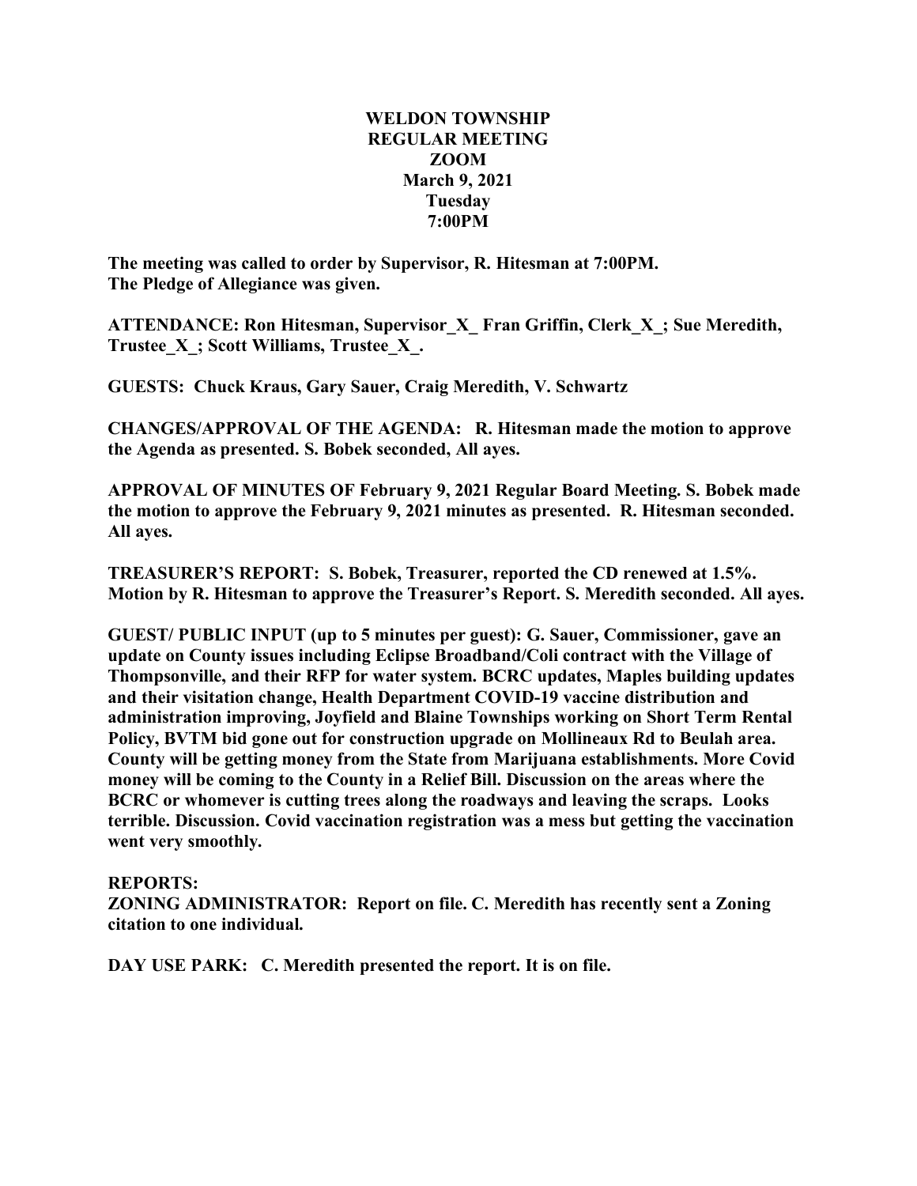**WELDON TOWNSHIP**
**REGULAR MEETING**
**ZOOM**
**March 9, 2021**
**Tuesday**
**7:00PM**

**The meeting was called to order by Supervisor, R. Hitesman at 7:00PM.**
**The Pledge of Allegiance was given.**

**ATTENDANCE: Ron Hitesman, Supervisor_X_ Fran Griffin, Clerk_X_; Sue Meredith, Trustee_X_; Scott Williams, Trustee_X_.**

**GUESTS: Chuck Kraus, Gary Sauer, Craig Meredith, V. Schwartz**

**CHANGES/APPROVAL OF THE AGENDA: R. Hitesman made the motion to approve the Agenda as presented. S. Bobek seconded, All ayes.**

**APPROVAL OF MINUTES OF February 9, 2021 Regular Board Meeting. S. Bobek made the motion to approve the February 9, 2021 minutes as presented. R. Hitesman seconded. All ayes.**

**TREASURER'S REPORT: S. Bobek, Treasurer, reported the CD renewed at 1.5%. Motion by R. Hitesman to approve the Treasurer's Report. S. Meredith seconded. All ayes.**

**GUEST/ PUBLIC INPUT (up to 5 minutes per guest): G. Sauer, Commissioner, gave an update on County issues including Eclipse Broadband/Coli contract with the Village of Thompsonville, and their RFP for water system. BCRC updates, Maples building updates and their visitation change, Health Department COVID-19 vaccine distribution and administration improving, Joyfield and Blaine Townships working on Short Term Rental Policy, BVTM bid gone out for construction upgrade on Mollineaux Rd to Beulah area. County will be getting money from the State from Marijuana establishments. More Covid money will be coming to the County in a Relief Bill. Discussion on the areas where the BCRC or whomever is cutting trees along the roadways and leaving the scraps. Looks terrible. Discussion. Covid vaccination registration was a mess but getting the vaccination went very smoothly.**

**REPORTS:**
**ZONING ADMINISTRATOR: Report on file. C. Meredith has recently sent a Zoning citation to one individual.**

**DAY USE PARK: C. Meredith presented the report. It is on file.**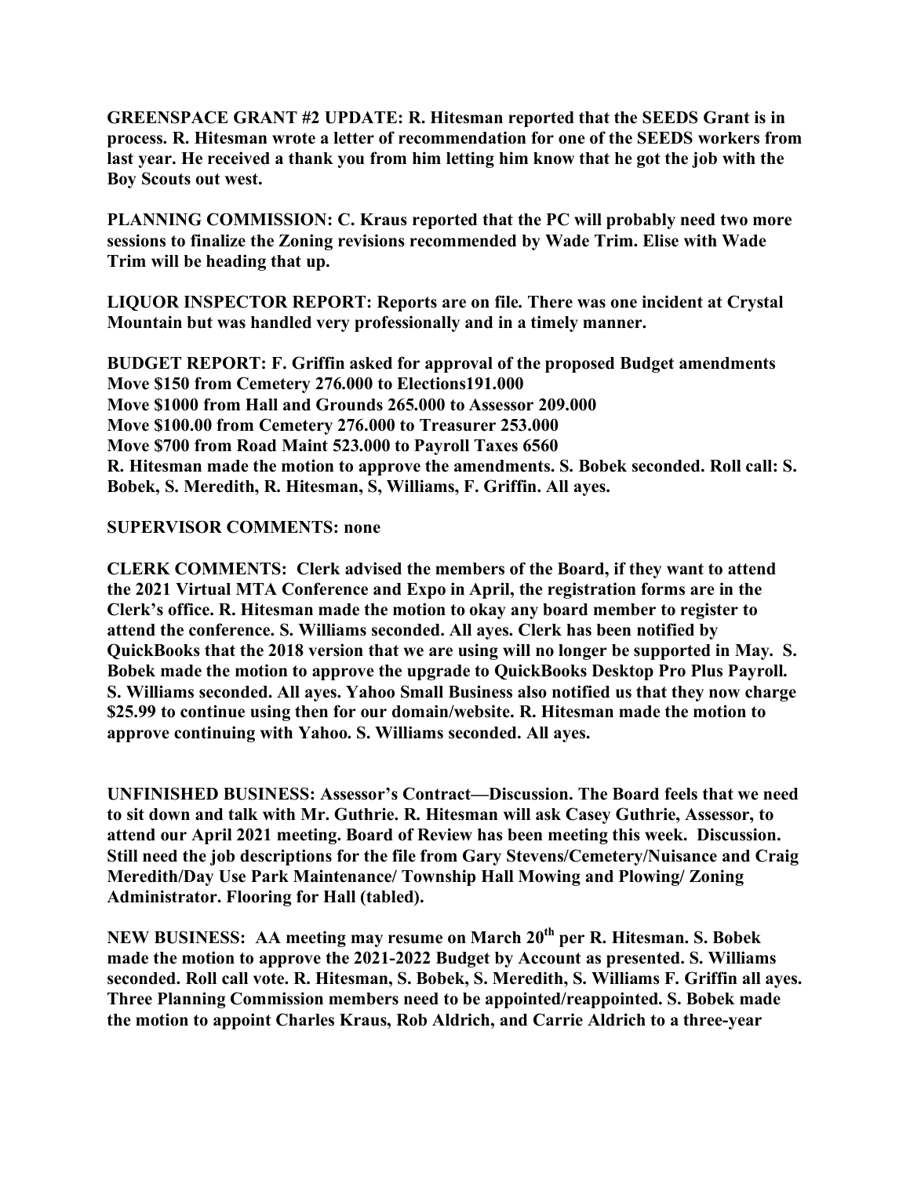**GREENSPACE GRANT #2 UPDATE: R. Hitesman reported that the SEEDS Grant is in process. R. Hitesman wrote a letter of recommendation for one of the SEEDS workers from last year. He received a thank you from him letting him know that he got the job with the Boy Scouts out west.**

**PLANNING COMMISSION: C. Kraus reported that the PC will probably need two more sessions to finalize the Zoning revisions recommended by Wade Trim. Elise with Wade Trim will be heading that up.**

**LIQUOR INSPECTOR REPORT: Reports are on file. There was one incident at Crystal Mountain but was handled very professionally and in a timely manner.**

**BUDGET REPORT: F. Griffin asked for approval of the proposed Budget amendments**
**Move $150 from Cemetery 276.000 to Elections191.000**
**Move $1000 from Hall and Grounds 265.000 to Assessor 209.000**
**Move $100.00 from Cemetery 276.000 to Treasurer 253.000**
**Move $700 from Road Maint 523.000 to Payroll Taxes 6560**
**R. Hitesman made the motion to approve the amendments. S. Bobek seconded. Roll call: S. Bobek, S. Meredith, R. Hitesman, S, Williams, F. Griffin. All ayes.**

**SUPERVISOR COMMENTS: none**

**CLERK COMMENTS: Clerk advised the members of the Board, if they want to attend the 2021 Virtual MTA Conference and Expo in April, the registration forms are in the Clerk's office. R. Hitesman made the motion to okay any board member to register to attend the conference. S. Williams seconded. All ayes. Clerk has been notified by QuickBooks that the 2018 version that we are using will no longer be supported in May. S. Bobek made the motion to approve the upgrade to QuickBooks Desktop Pro Plus Payroll. S. Williams seconded. All ayes. Yahoo Small Business also notified us that they now charge $25.99 to continue using then for our domain/website. R. Hitesman made the motion to approve continuing with Yahoo. S. Williams seconded. All ayes.**

**UNFINISHED BUSINESS: Assessor's Contract—Discussion. The Board feels that we need to sit down and talk with Mr. Guthrie. R. Hitesman will ask Casey Guthrie, Assessor, to attend our April 2021 meeting. Board of Review has been meeting this week. Discussion. Still need the job descriptions for the file from Gary Stevens/Cemetery/Nuisance and Craig Meredith/Day Use Park Maintenance/ Township Hall Mowing and Plowing/ Zoning Administrator. Flooring for Hall (tabled).**

**NEW BUSINESS: AA meeting may resume on March 20th per R. Hitesman. S. Bobek made the motion to approve the 2021-2022 Budget by Account as presented. S. Williams seconded. Roll call vote. R. Hitesman, S. Bobek, S. Meredith, S. Williams F. Griffin all ayes. Three Planning Commission members need to be appointed/reappointed. S. Bobek made the motion to appoint Charles Kraus, Rob Aldrich, and Carrie Aldrich to a three-year**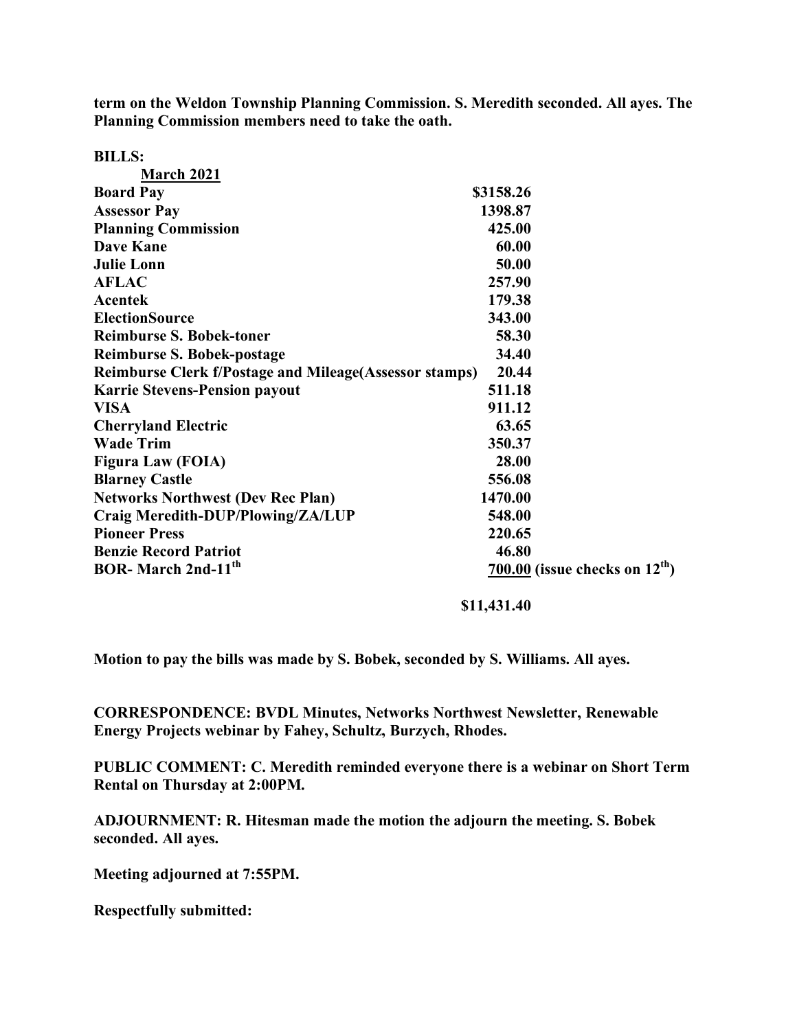**term on the Weldon Township Planning Commission. S. Meredith seconded. All ayes. The Planning Commission members need to take the oath.**

**BILLS:**

| **March 2021** | | |
|---|---|---|
| **Board Pay** | **\$3158.26** | |
| **Assessor Pay** | **1398.87** | |
| **Planning Commission** | **425.00** | |
| **Dave Kane** | **60.00** | |
| **Julie Lonn** | **50.00** | |
| **AFLAC** | **257.90** | |
| **Acentek** | **179.38** | |
| **ElectionSource** | **343.00** | |
| **Reimburse S. Bobek-toner** | **58.30** | |
| **Reimburse S. Bobek-postage** | **34.40** | |
| **Reimburse Clerk f/Postage and Mileage(Assessor stamps)** | **20.44** | |
| **Karrie Stevens-Pension payout** | **511.18** | |
| **VISA** | **911.12** | |
| **Cherryland Electric** | **63.65** | |
| **Wade Trim** | **350.37** | |
| **Figura Law (FOIA)** | **28.00** | |
| **Blarney Castle** | **556.08** | |
| **Networks Northwest (Dev Rec Plan)** | **1470.00** | |
| **Craig Meredith-DUP/Plowing/ZA/LUP** | **548.00** | |
| **Pioneer Press** | **220.65** | |
| **Benzie Record Patriot** | **46.80** | |
| **BOR- March 2nd-11th** | **700.00** | **(issue checks on 12th)** |
| | **\$11,431.40** | |

**Motion to pay the bills was made by S. Bobek, seconded by S. Williams. All ayes.**

**CORRESPONDENCE: BVDL Minutes, Networks Northwest Newsletter, Renewable Energy Projects webinar by Fahey, Schultz, Burzych, Rhodes.**

**PUBLIC COMMENT: C. Meredith reminded everyone there is a webinar on Short Term Rental on Thursday at 2:00PM.**

**ADJOURNMENT: R. Hitesman made the motion the adjourn the meeting. S. Bobek seconded. All ayes.**

**Meeting adjourned at 7:55PM.**

**Respectfully submitted:**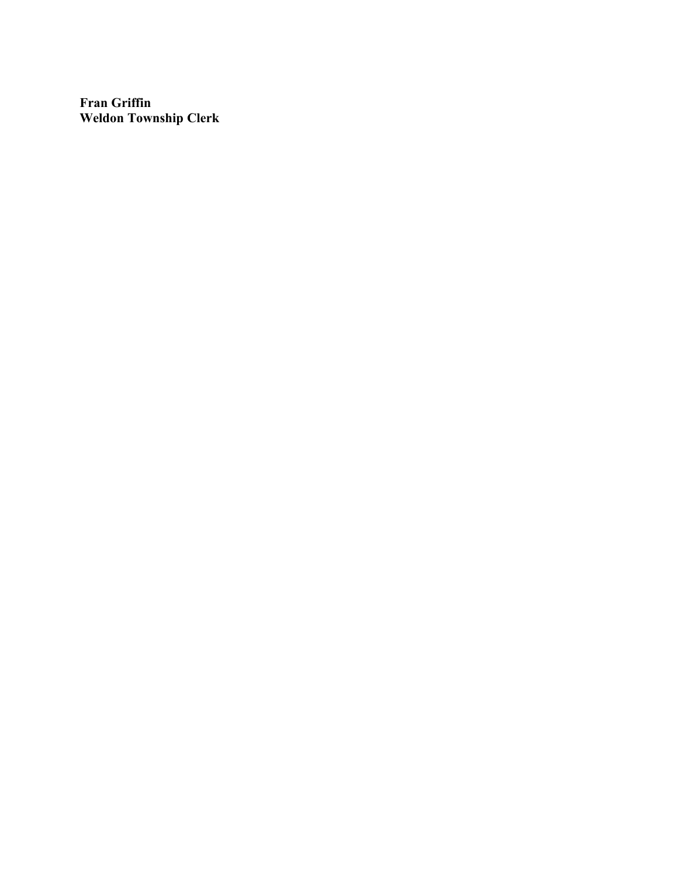**Fran Griffin**
**Weldon Township Clerk**